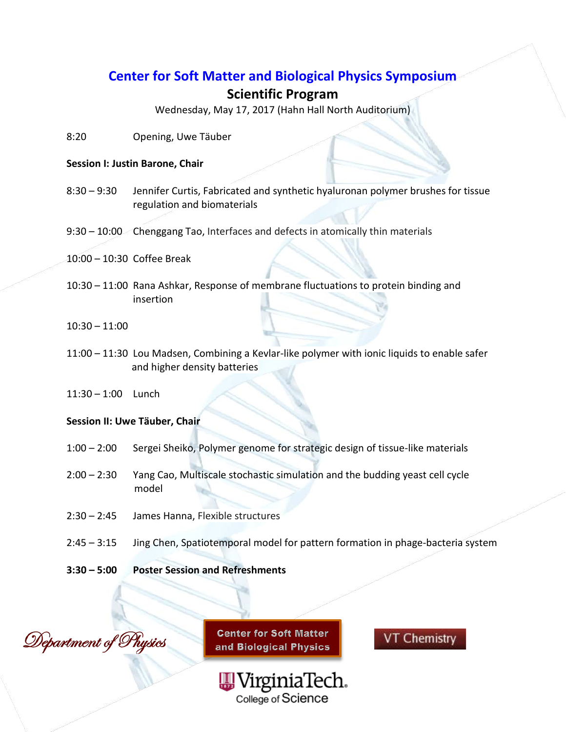# Center for Soft Matter and Biological Physics Symposium

## Scientific Program

Wednesday, May 17, 2017 (Hahn Hall North Auditorium)

8:20 Opening, Uwe Täuber

**Session I: Justin Barone, Chair**

8:30 – 9:30 Jennifer Curtis, Fabricated and synthetic hyaluronan polymer brushes for tissue regulation and biomaterials

9:30 – 10:00 Chenggang Tao, Interfaces and defects in atomically thin materials

10:00 – 10:30 Coffee Break

10:30 – 11:00 Rana Ashkar, Response of membrane fluctuations to protein binding and insertion

10:30 – 11:00

11:00 – 11:30 Lou Madsen, Combining a Kevlar-like polymer with ionic liquids to enable safer and higher density batteries

11:30 – 1:00 Lunch

**Session II: Uwe Täuber, Chair**

1:00 – 2:00 Sergei Sheiko, Polymer genome for strategic design of tissue-like materials

2:00 – 2:30 Yang Cao, Multiscale stochastic simulation and the budding yeast cell cycle model

2:30 – 2:45 James Hanna, Flexible structures

2:45 – 3:15 Jing Chen, Spatiotemporal model for pattern formation in phage-bacteria system

**3:30 – 5:00 Poster Session and Refreshments**

Department of Physics

Center for Soft Matter and Biological Physics

VT Chemistry

VirginiaTech College of Science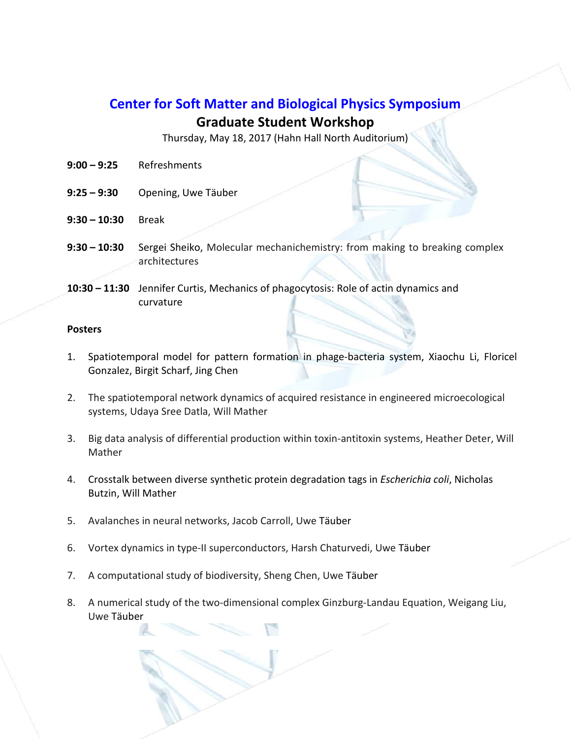## Center for Soft Matter and Biological Physics Symposium

### Graduate Student Workshop

Thursday, May 18, 2017 (Hahn Hall North Auditorium)

**9:00 – 9:25** Refreshments

**9:25 – 9:30** Opening, Uwe Täuber

**9:30 – 10:30** Break

**9:30 – 10:30** Sergei Sheiko, Molecular mechanichemistry: from making to breaking complex architectures

**10:30 – 11:30** Jennifer Curtis, Mechanics of phagocytosis: Role of actin dynamics and curvature

**Posters**

1. Spatiotemporal model for pattern formation in phage-bacteria system, Xiaochu Li, Floricel Gonzalez, Birgit Scharf, Jing Chen
2. The spatiotemporal network dynamics of acquired resistance in engineered microecological systems, Udaya Sree Datla, Will Mather
3. Big data analysis of differential production within toxin-antitoxin systems, Heather Deter, Will Mather
4. Crosstalk between diverse synthetic protein degradation tags in *Escherichia coli*, Nicholas Butzin, Will Mather
5. Avalanches in neural networks, Jacob Carroll, Uwe Täuber
6. Vortex dynamics in type-II superconductors, Harsh Chaturvedi, Uwe Täuber
7. A computational study of biodiversity, Sheng Chen, Uwe Täuber
8. A numerical study of the two-dimensional complex Ginzburg-Landau Equation, Weigang Liu, Uwe Täuber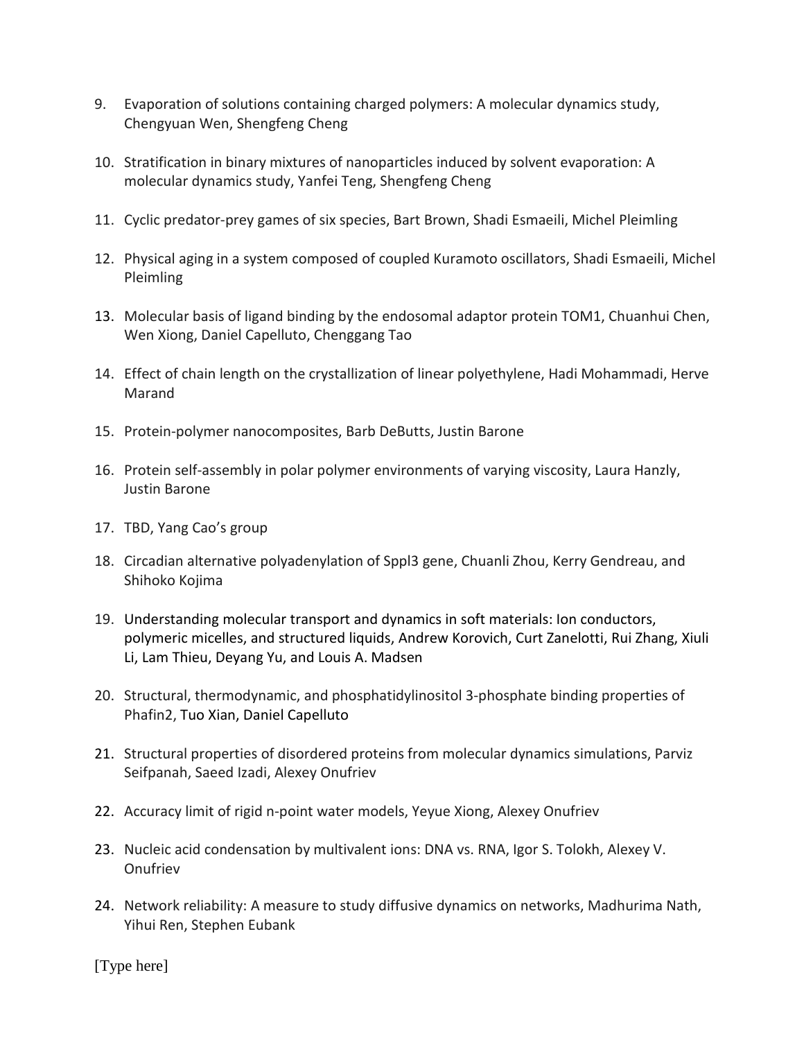9. Evaporation of solutions containing charged polymers: A molecular dynamics study, Chengyuan Wen, Shengfeng Cheng

10. Stratification in binary mixtures of nanoparticles induced by solvent evaporation: A molecular dynamics study, Yanfei Teng, Shengfeng Cheng

11. Cyclic predator-prey games of six species, Bart Brown, Shadi Esmaeili, Michel Pleimling

12. Physical aging in a system composed of coupled Kuramoto oscillators, Shadi Esmaeili, Michel Pleimling

13. Molecular basis of ligand binding by the endosomal adaptor protein TOM1, Chuanhui Chen, Wen Xiong, Daniel Capelluto, Chenggang Tao

14. Effect of chain length on the crystallization of linear polyethylene, Hadi Mohammadi, Herve Marand

15. Protein-polymer nanocomposites, Barb DeButts, Justin Barone

16. Protein self-assembly in polar polymer environments of varying viscosity, Laura Hanzly, Justin Barone

17. TBD, Yang Cao's group

18. Circadian alternative polyadenylation of Sppl3 gene, Chuanli Zhou, Kerry Gendreau, and Shihoko Kojima

19. Understanding molecular transport and dynamics in soft materials: Ion conductors, polymeric micelles, and structured liquids, Andrew Korovich, Curt Zanelotti, Rui Zhang, Xiuli Li, Lam Thieu, Deyang Yu, and Louis A. Madsen

20. Structural, thermodynamic, and phosphatidylinositol 3-phosphate binding properties of Phafin2, Tuo Xian, Daniel Capelluto

21. Structural properties of disordered proteins from molecular dynamics simulations, Parviz Seifpanah, Saeed Izadi, Alexey Onufriev

22. Accuracy limit of rigid n-point water models, Yeyue Xiong, Alexey Onufriev

23. Nucleic acid condensation by multivalent ions: DNA vs. RNA, Igor S. Tolokh, Alexey V. Onufriev

24. Network reliability: A measure to study diffusive dynamics on networks, Madhurima Nath, Yihui Ren, Stephen Eubank

[Type here]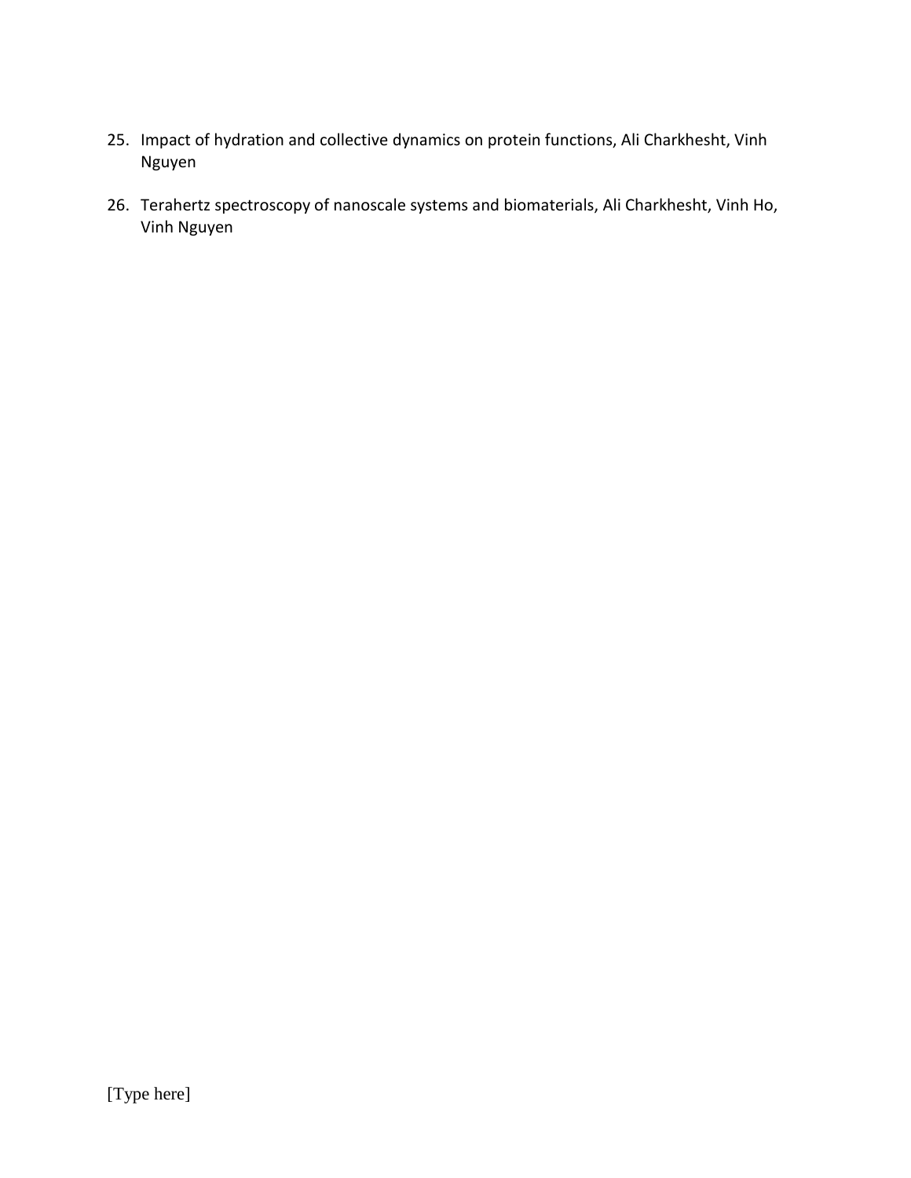25. Impact of hydration and collective dynamics on protein functions, Ali Charkhesht, Vinh Nguyen

26. Terahertz spectroscopy of nanoscale systems and biomaterials, Ali Charkhesht, Vinh Ho, Vinh Nguyen